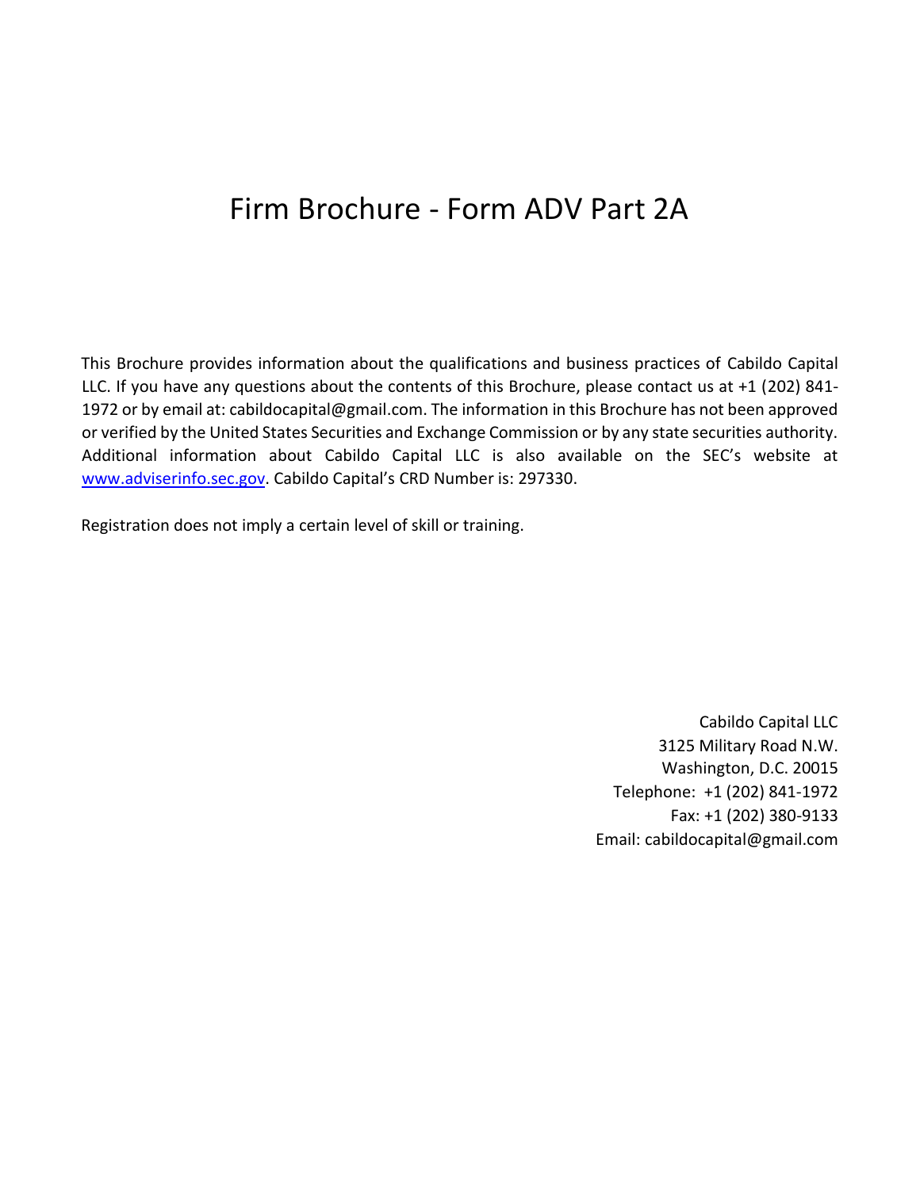# Firm Brochure - Form ADV Part 2A

This Brochure provides information about the qualifications and business practices of Cabildo Capital LLC. If you have any questions about the contents of this Brochure, please contact us at +1 (202) 841-1972 or by email at: cabildocapital@gmail.com. The information in this Brochure has not been approved or verified by the United States Securities and Exchange Commission or by any state securities authority. Additional information about Cabildo Capital LLC is also available on the SEC's website at [www.adviserinfo.sec.gov](http://www.adviserinfo.sec.gov). Cabildo Capital's CRD Number is: 297330.

Registration does not imply a certain level of skill or training.

Cabildo Capital LLC
3125 Military Road N.W.
Washington, D.C. 20015
Telephone: +1 (202) 841-1972
Fax: +1 (202) 380-9133
Email: cabildocapital@gmail.com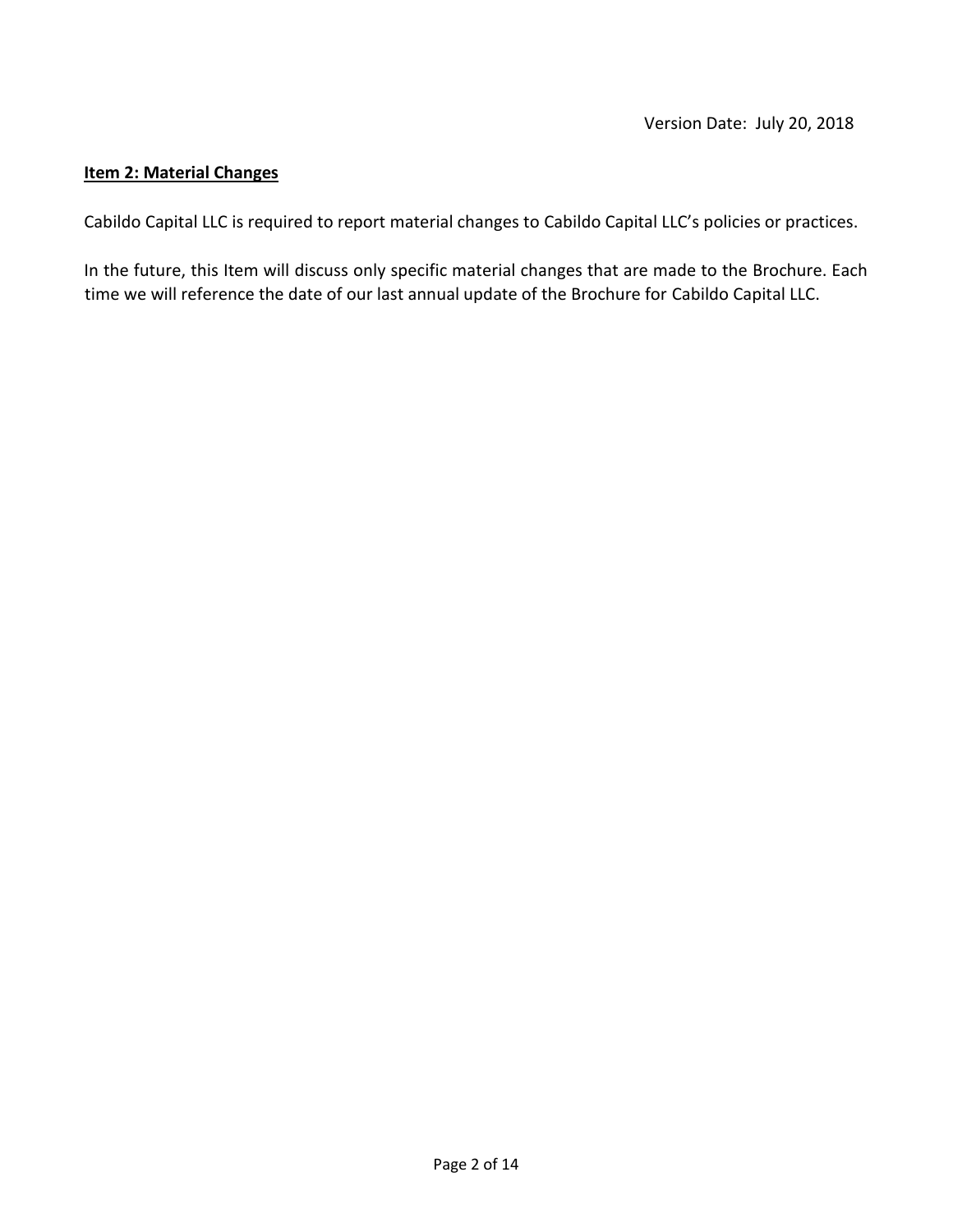Version Date: July 20, 2018

## Item 2: Material Changes

Cabildo Capital LLC is required to report material changes to Cabildo Capital LLC's policies or practices.

In the future, this Item will discuss only specific material changes that are made to the Brochure. Each time we will reference the date of our last annual update of the Brochure for Cabildo Capital LLC.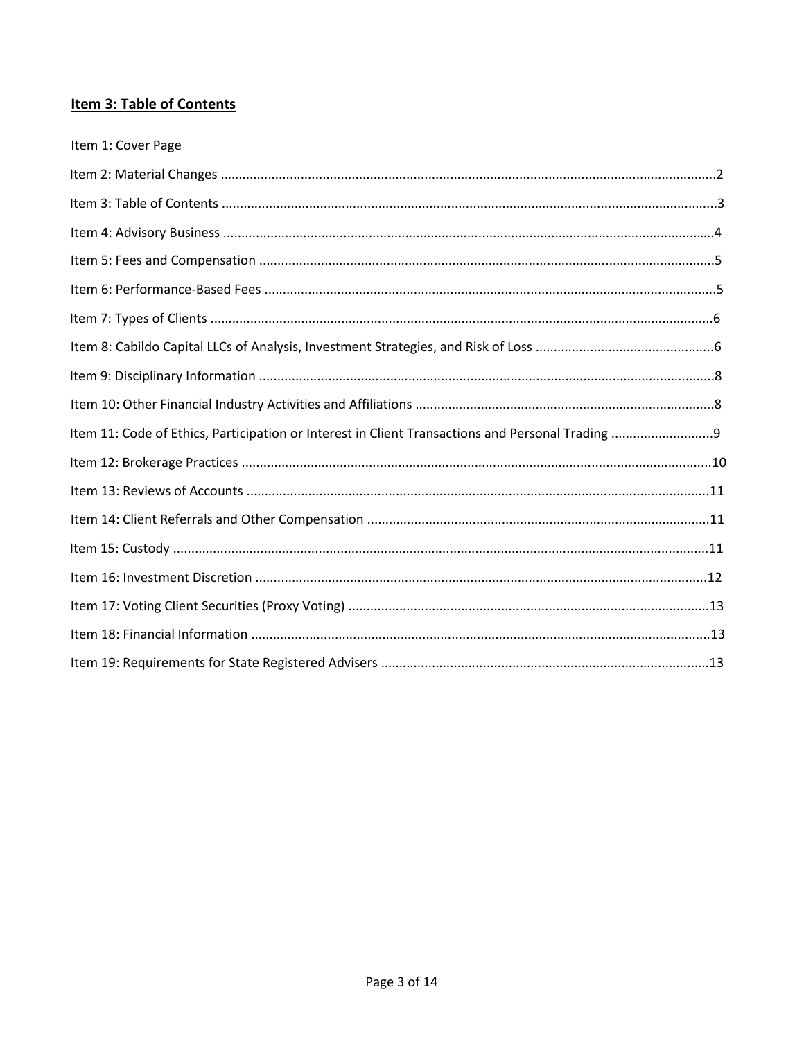## Item 3: Table of Contents

Item 1: Cover Page

Item 2: Material Changes ....................................................................................................................................2

Item 3: Table of Contents ....................................................................................................................................3

Item 4: Advisory Business ....................................................................................................................................4

Item 5: Fees and Compensation ..........................................................................................................................5

Item 6: Performance-Based Fees .........................................................................................................................5

Item 7: Types of Clients .......................................................................................................................................6

Item 8: Cabildo Capital LLCs of Analysis, Investment Strategies, and Risk of Loss ................................................6

Item 9: Disciplinary Information ..........................................................................................................................8

Item 10: Other Financial Industry Activities and Affiliations .................................................................................8

Item 11: Code of Ethics, Participation or Interest in Client Transactions and Personal Trading ...........................9

Item 12: Brokerage Practices ...............................................................................................................................10

Item 13: Reviews of Accounts .............................................................................................................................11

Item 14: Client Referrals and Other Compensation ............................................................................................11

Item 15: Custody .................................................................................................................................................11

Item 16: Investment Discretion ...........................................................................................................................12

Item 17: Voting Client Securities (Proxy Voting) ..................................................................................................13

Item 18: Financial Information ............................................................................................................................13

Item 19: Requirements for State Registered Advisers .........................................................................................13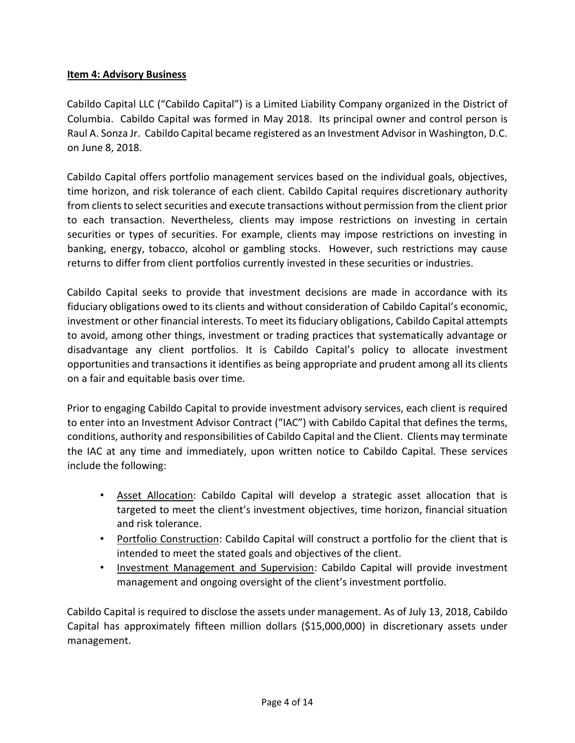## Item 4: Advisory Business

Cabildo Capital LLC ("Cabildo Capital") is a Limited Liability Company organized in the District of Columbia. Cabildo Capital was formed in May 2018. Its principal owner and control person is Raul A. Sonza Jr. Cabildo Capital became registered as an Investment Advisor in Washington, D.C. on June 8, 2018.

Cabildo Capital offers portfolio management services based on the individual goals, objectives, time horizon, and risk tolerance of each client. Cabildo Capital requires discretionary authority from clients to select securities and execute transactions without permission from the client prior to each transaction. Nevertheless, clients may impose restrictions on investing in certain securities or types of securities. For example, clients may impose restrictions on investing in banking, energy, tobacco, alcohol or gambling stocks. However, such restrictions may cause returns to differ from client portfolios currently invested in these securities or industries.

Cabildo Capital seeks to provide that investment decisions are made in accordance with its fiduciary obligations owed to its clients and without consideration of Cabildo Capital's economic, investment or other financial interests. To meet its fiduciary obligations, Cabildo Capital attempts to avoid, among other things, investment or trading practices that systematically advantage or disadvantage any client portfolios. It is Cabildo Capital's policy to allocate investment opportunities and transactions it identifies as being appropriate and prudent among all its clients on a fair and equitable basis over time.

Prior to engaging Cabildo Capital to provide investment advisory services, each client is required to enter into an Investment Advisor Contract ("IAC") with Cabildo Capital that defines the terms, conditions, authority and responsibilities of Cabildo Capital and the Client. Clients may terminate the IAC at any time and immediately, upon written notice to Cabildo Capital. These services include the following:

- Asset Allocation: Cabildo Capital will develop a strategic asset allocation that is targeted to meet the client's investment objectives, time horizon, financial situation and risk tolerance.
- Portfolio Construction: Cabildo Capital will construct a portfolio for the client that is intended to meet the stated goals and objectives of the client.
- Investment Management and Supervision: Cabildo Capital will provide investment management and ongoing oversight of the client's investment portfolio.

Cabildo Capital is required to disclose the assets under management. As of July 13, 2018, Cabildo Capital has approximately fifteen million dollars ($15,000,000) in discretionary assets under management.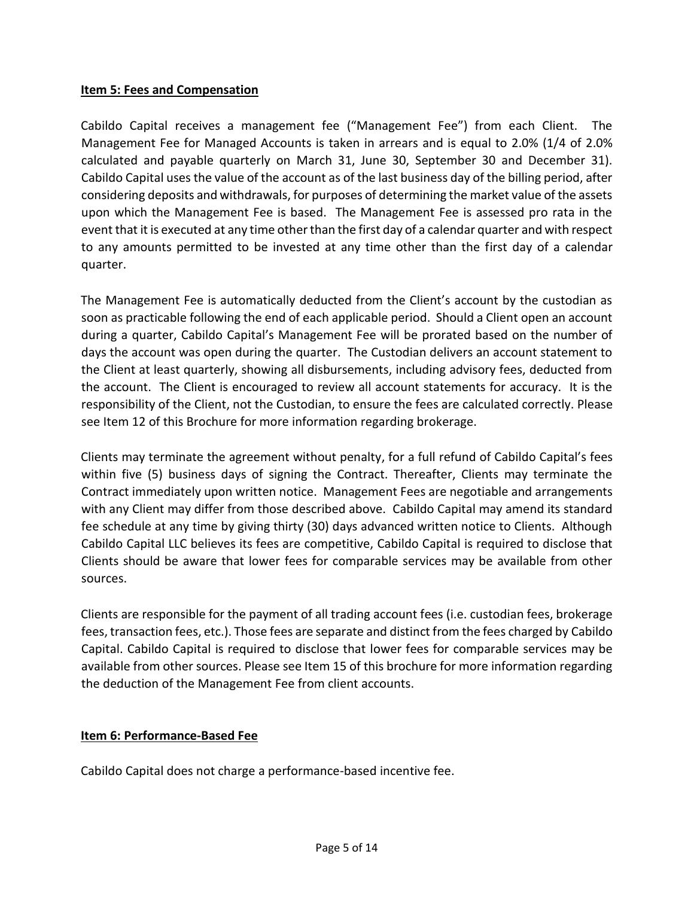## Item 5: Fees and Compensation

Cabildo Capital receives a management fee ("Management Fee") from each Client. The Management Fee for Managed Accounts is taken in arrears and is equal to 2.0% (1/4 of 2.0% calculated and payable quarterly on March 31, June 30, September 30 and December 31). Cabildo Capital uses the value of the account as of the last business day of the billing period, after considering deposits and withdrawals, for purposes of determining the market value of the assets upon which the Management Fee is based. The Management Fee is assessed pro rata in the event that it is executed at any time other than the first day of a calendar quarter and with respect to any amounts permitted to be invested at any time other than the first day of a calendar quarter.

The Management Fee is automatically deducted from the Client's account by the custodian as soon as practicable following the end of each applicable period. Should a Client open an account during a quarter, Cabildo Capital's Management Fee will be prorated based on the number of days the account was open during the quarter. The Custodian delivers an account statement to the Client at least quarterly, showing all disbursements, including advisory fees, deducted from the account. The Client is encouraged to review all account statements for accuracy. It is the responsibility of the Client, not the Custodian, to ensure the fees are calculated correctly. Please see Item 12 of this Brochure for more information regarding brokerage.

Clients may terminate the agreement without penalty, for a full refund of Cabildo Capital's fees within five (5) business days of signing the Contract. Thereafter, Clients may terminate the Contract immediately upon written notice. Management Fees are negotiable and arrangements with any Client may differ from those described above. Cabildo Capital may amend its standard fee schedule at any time by giving thirty (30) days advanced written notice to Clients. Although Cabildo Capital LLC believes its fees are competitive, Cabildo Capital is required to disclose that Clients should be aware that lower fees for comparable services may be available from other sources.

Clients are responsible for the payment of all trading account fees (i.e. custodian fees, brokerage fees, transaction fees, etc.). Those fees are separate and distinct from the fees charged by Cabildo Capital. Cabildo Capital is required to disclose that lower fees for comparable services may be available from other sources. Please see Item 15 of this brochure for more information regarding the deduction of the Management Fee from client accounts.

## Item 6: Performance-Based Fee

Cabildo Capital does not charge a performance-based incentive fee.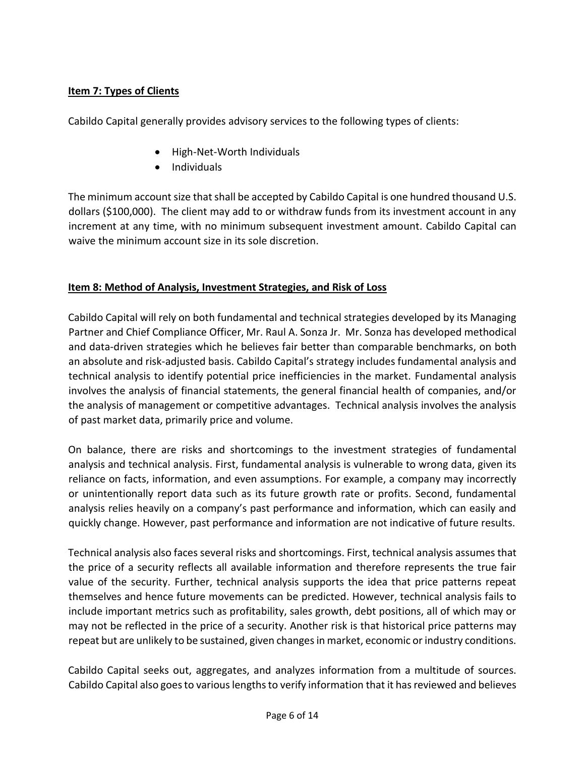## Item 7: Types of Clients

Cabildo Capital generally provides advisory services to the following types of clients:

- High-Net-Worth Individuals
- Individuals

The minimum account size that shall be accepted by Cabildo Capital is one hundred thousand U.S. dollars ($100,000). The client may add to or withdraw funds from its investment account in any increment at any time, with no minimum subsequent investment amount. Cabildo Capital can waive the minimum account size in its sole discretion.

## Item 8: Method of Analysis, Investment Strategies, and Risk of Loss

Cabildo Capital will rely on both fundamental and technical strategies developed by its Managing Partner and Chief Compliance Officer, Mr. Raul A. Sonza Jr. Mr. Sonza has developed methodical and data-driven strategies which he believes fair better than comparable benchmarks, on both an absolute and risk-adjusted basis. Cabildo Capital's strategy includes fundamental analysis and technical analysis to identify potential price inefficiencies in the market. Fundamental analysis involves the analysis of financial statements, the general financial health of companies, and/or the analysis of management or competitive advantages. Technical analysis involves the analysis of past market data, primarily price and volume.

On balance, there are risks and shortcomings to the investment strategies of fundamental analysis and technical analysis. First, fundamental analysis is vulnerable to wrong data, given its reliance on facts, information, and even assumptions. For example, a company may incorrectly or unintentionally report data such as its future growth rate or profits. Second, fundamental analysis relies heavily on a company's past performance and information, which can easily and quickly change. However, past performance and information are not indicative of future results.

Technical analysis also faces several risks and shortcomings. First, technical analysis assumes that the price of a security reflects all available information and therefore represents the true fair value of the security. Further, technical analysis supports the idea that price patterns repeat themselves and hence future movements can be predicted. However, technical analysis fails to include important metrics such as profitability, sales growth, debt positions, all of which may or may not be reflected in the price of a security. Another risk is that historical price patterns may repeat but are unlikely to be sustained, given changes in market, economic or industry conditions.

Cabildo Capital seeks out, aggregates, and analyzes information from a multitude of sources. Cabildo Capital also goes to various lengths to verify information that it has reviewed and believes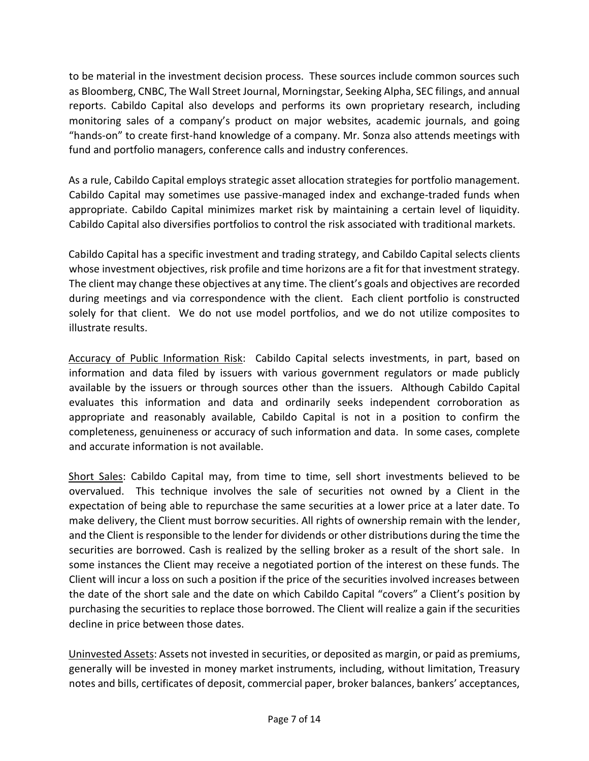to be material in the investment decision process. These sources include common sources such as Bloomberg, CNBC, The Wall Street Journal, Morningstar, Seeking Alpha, SEC filings, and annual reports. Cabildo Capital also develops and performs its own proprietary research, including monitoring sales of a company's product on major websites, academic journals, and going "hands-on" to create first-hand knowledge of a company. Mr. Sonza also attends meetings with fund and portfolio managers, conference calls and industry conferences.

As a rule, Cabildo Capital employs strategic asset allocation strategies for portfolio management. Cabildo Capital may sometimes use passive-managed index and exchange-traded funds when appropriate. Cabildo Capital minimizes market risk by maintaining a certain level of liquidity. Cabildo Capital also diversifies portfolios to control the risk associated with traditional markets.

Cabildo Capital has a specific investment and trading strategy, and Cabildo Capital selects clients whose investment objectives, risk profile and time horizons are a fit for that investment strategy. The client may change these objectives at any time. The client's goals and objectives are recorded during meetings and via correspondence with the client. Each client portfolio is constructed solely for that client. We do not use model portfolios, and we do not utilize composites to illustrate results.

<u>Accuracy of Public Information Risk</u>: Cabildo Capital selects investments, in part, based on information and data filed by issuers with various government regulators or made publicly available by the issuers or through sources other than the issuers. Although Cabildo Capital evaluates this information and data and ordinarily seeks independent corroboration as appropriate and reasonably available, Cabildo Capital is not in a position to confirm the completeness, genuineness or accuracy of such information and data. In some cases, complete and accurate information is not available.

<u>Short Sales</u>: Cabildo Capital may, from time to time, sell short investments believed to be overvalued. This technique involves the sale of securities not owned by a Client in the expectation of being able to repurchase the same securities at a lower price at a later date. To make delivery, the Client must borrow securities. All rights of ownership remain with the lender, and the Client is responsible to the lender for dividends or other distributions during the time the securities are borrowed. Cash is realized by the selling broker as a result of the short sale. In some instances the Client may receive a negotiated portion of the interest on these funds. The Client will incur a loss on such a position if the price of the securities involved increases between the date of the short sale and the date on which Cabildo Capital "covers" a Client's position by purchasing the securities to replace those borrowed. The Client will realize a gain if the securities decline in price between those dates.

<u>Uninvested Assets</u>: Assets not invested in securities, or deposited as margin, or paid as premiums, generally will be invested in money market instruments, including, without limitation, Treasury notes and bills, certificates of deposit, commercial paper, broker balances, bankers' acceptances,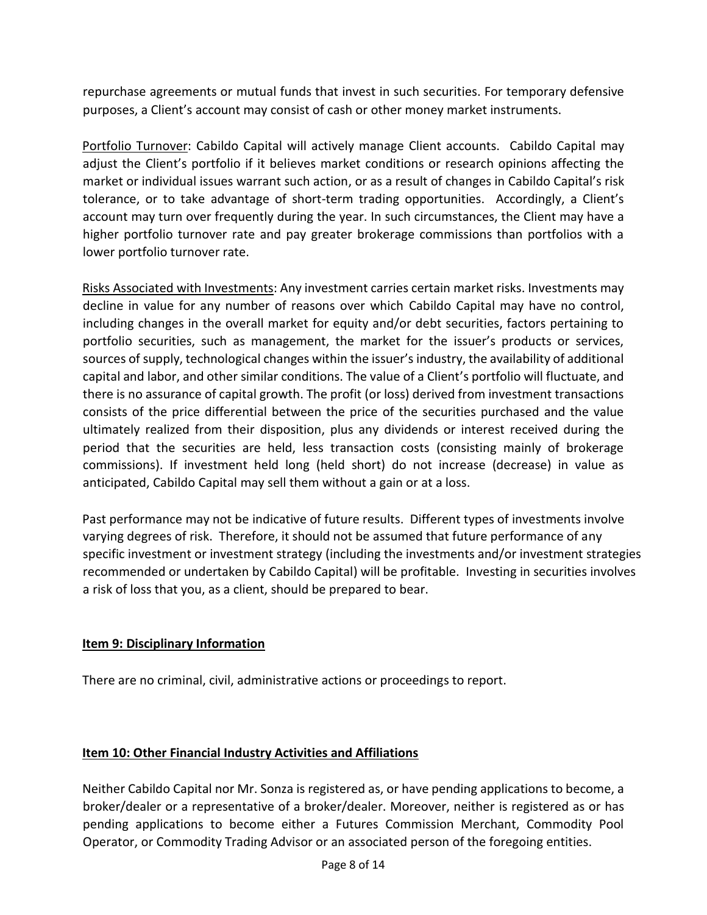repurchase agreements or mutual funds that invest in such securities. For temporary defensive purposes, a Client's account may consist of cash or other money market instruments.

Portfolio Turnover: Cabildo Capital will actively manage Client accounts. Cabildo Capital may adjust the Client's portfolio if it believes market conditions or research opinions affecting the market or individual issues warrant such action, or as a result of changes in Cabildo Capital's risk tolerance, or to take advantage of short-term trading opportunities. Accordingly, a Client's account may turn over frequently during the year. In such circumstances, the Client may have a higher portfolio turnover rate and pay greater brokerage commissions than portfolios with a lower portfolio turnover rate.

Risks Associated with Investments: Any investment carries certain market risks. Investments may decline in value for any number of reasons over which Cabildo Capital may have no control, including changes in the overall market for equity and/or debt securities, factors pertaining to portfolio securities, such as management, the market for the issuer's products or services, sources of supply, technological changes within the issuer's industry, the availability of additional capital and labor, and other similar conditions. The value of a Client's portfolio will fluctuate, and there is no assurance of capital growth. The profit (or loss) derived from investment transactions consists of the price differential between the price of the securities purchased and the value ultimately realized from their disposition, plus any dividends or interest received during the period that the securities are held, less transaction costs (consisting mainly of brokerage commissions). If investment held long (held short) do not increase (decrease) in value as anticipated, Cabildo Capital may sell them without a gain or at a loss.

Past performance may not be indicative of future results. Different types of investments involve varying degrees of risk. Therefore, it should not be assumed that future performance of any specific investment or investment strategy (including the investments and/or investment strategies recommended or undertaken by Cabildo Capital) will be profitable. Investing in securities involves a risk of loss that you, as a client, should be prepared to bear.

## Item 9: Disciplinary Information

There are no criminal, civil, administrative actions or proceedings to report.

## Item 10: Other Financial Industry Activities and Affiliations

Neither Cabildo Capital nor Mr. Sonza is registered as, or have pending applications to become, a broker/dealer or a representative of a broker/dealer. Moreover, neither is registered as or has pending applications to become either a Futures Commission Merchant, Commodity Pool Operator, or Commodity Trading Advisor or an associated person of the foregoing entities.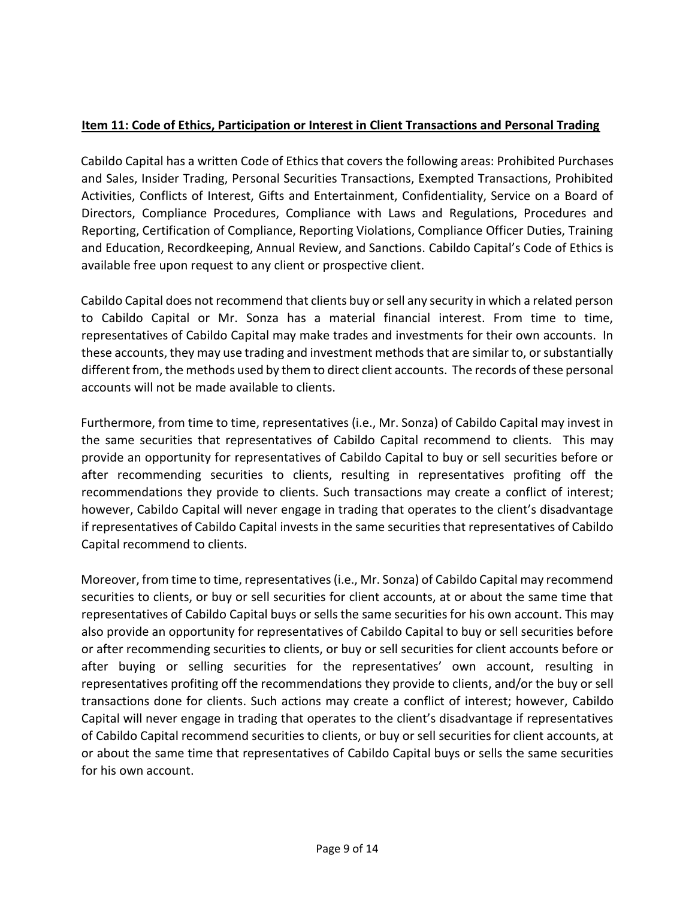**Item 11: Code of Ethics, Participation or Interest in Client Transactions and Personal Trading**

Cabildo Capital has a written Code of Ethics that covers the following areas: Prohibited Purchases and Sales, Insider Trading, Personal Securities Transactions, Exempted Transactions, Prohibited Activities, Conflicts of Interest, Gifts and Entertainment, Confidentiality, Service on a Board of Directors, Compliance Procedures, Compliance with Laws and Regulations, Procedures and Reporting, Certification of Compliance, Reporting Violations, Compliance Officer Duties, Training and Education, Recordkeeping, Annual Review, and Sanctions. Cabildo Capital's Code of Ethics is available free upon request to any client or prospective client.

Cabildo Capital does not recommend that clients buy or sell any security in which a related person to Cabildo Capital or Mr. Sonza has a material financial interest. From time to time, representatives of Cabildo Capital may make trades and investments for their own accounts. In these accounts, they may use trading and investment methods that are similar to, or substantially different from, the methods used by them to direct client accounts. The records of these personal accounts will not be made available to clients.

Furthermore, from time to time, representatives (i.e., Mr. Sonza) of Cabildo Capital may invest in the same securities that representatives of Cabildo Capital recommend to clients. This may provide an opportunity for representatives of Cabildo Capital to buy or sell securities before or after recommending securities to clients, resulting in representatives profiting off the recommendations they provide to clients. Such transactions may create a conflict of interest; however, Cabildo Capital will never engage in trading that operates to the client's disadvantage if representatives of Cabildo Capital invests in the same securities that representatives of Cabildo Capital recommend to clients.

Moreover, from time to time, representatives (i.e., Mr. Sonza) of Cabildo Capital may recommend securities to clients, or buy or sell securities for client accounts, at or about the same time that representatives of Cabildo Capital buys or sells the same securities for his own account. This may also provide an opportunity for representatives of Cabildo Capital to buy or sell securities before or after recommending securities to clients, or buy or sell securities for client accounts before or after buying or selling securities for the representatives' own account, resulting in representatives profiting off the recommendations they provide to clients, and/or the buy or sell transactions done for clients. Such actions may create a conflict of interest; however, Cabildo Capital will never engage in trading that operates to the client's disadvantage if representatives of Cabildo Capital recommend securities to clients, or buy or sell securities for client accounts, at or about the same time that representatives of Cabildo Capital buys or sells the same securities for his own account.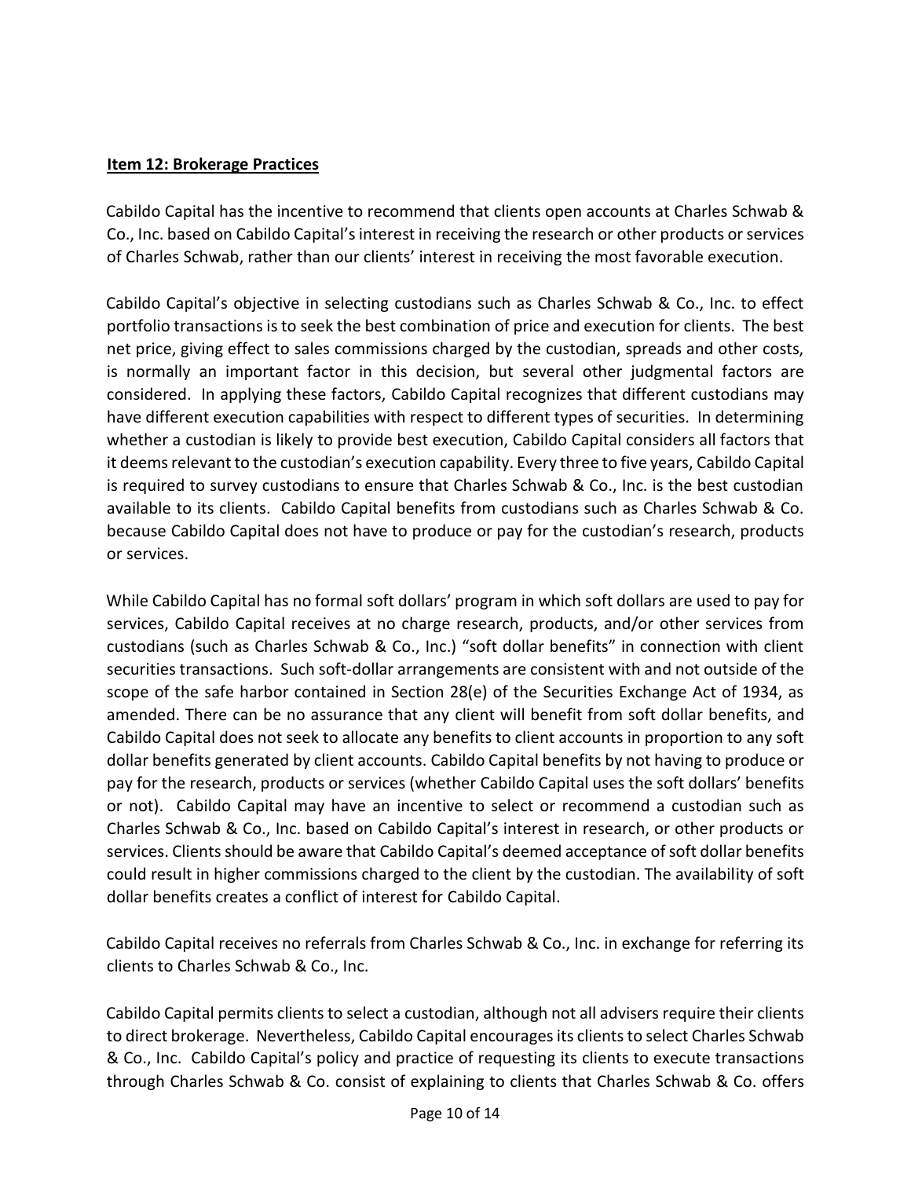**Item 12: Brokerage Practices**

Cabildo Capital has the incentive to recommend that clients open accounts at Charles Schwab & Co., Inc. based on Cabildo Capital's interest in receiving the research or other products or services of Charles Schwab, rather than our clients' interest in receiving the most favorable execution.

Cabildo Capital's objective in selecting custodians such as Charles Schwab & Co., Inc. to effect portfolio transactions is to seek the best combination of price and execution for clients. The best net price, giving effect to sales commissions charged by the custodian, spreads and other costs, is normally an important factor in this decision, but several other judgmental factors are considered. In applying these factors, Cabildo Capital recognizes that different custodians may have different execution capabilities with respect to different types of securities. In determining whether a custodian is likely to provide best execution, Cabildo Capital considers all factors that it deems relevant to the custodian's execution capability. Every three to five years, Cabildo Capital is required to survey custodians to ensure that Charles Schwab & Co., Inc. is the best custodian available to its clients. Cabildo Capital benefits from custodians such as Charles Schwab & Co. because Cabildo Capital does not have to produce or pay for the custodian's research, products or services.

While Cabildo Capital has no formal soft dollars' program in which soft dollars are used to pay for services, Cabildo Capital receives at no charge research, products, and/or other services from custodians (such as Charles Schwab & Co., Inc.) "soft dollar benefits" in connection with client securities transactions. Such soft-dollar arrangements are consistent with and not outside of the scope of the safe harbor contained in Section 28(e) of the Securities Exchange Act of 1934, as amended. There can be no assurance that any client will benefit from soft dollar benefits, and Cabildo Capital does not seek to allocate any benefits to client accounts in proportion to any soft dollar benefits generated by client accounts. Cabildo Capital benefits by not having to produce or pay for the research, products or services (whether Cabildo Capital uses the soft dollars' benefits or not). Cabildo Capital may have an incentive to select or recommend a custodian such as Charles Schwab & Co., Inc. based on Cabildo Capital's interest in research, or other products or services. Clients should be aware that Cabildo Capital's deemed acceptance of soft dollar benefits could result in higher commissions charged to the client by the custodian. The availability of soft dollar benefits creates a conflict of interest for Cabildo Capital.

Cabildo Capital receives no referrals from Charles Schwab & Co., Inc. in exchange for referring its clients to Charles Schwab & Co., Inc.

Cabildo Capital permits clients to select a custodian, although not all advisers require their clients to direct brokerage. Nevertheless, Cabildo Capital encourages its clients to select Charles Schwab & Co., Inc. Cabildo Capital's policy and practice of requesting its clients to execute transactions through Charles Schwab & Co. consist of explaining to clients that Charles Schwab & Co. offers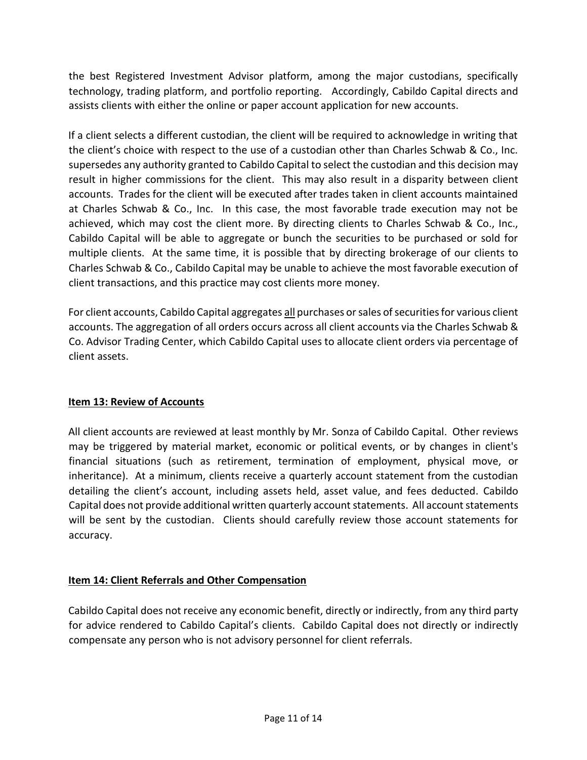the best Registered Investment Advisor platform, among the major custodians, specifically technology, trading platform, and portfolio reporting. Accordingly, Cabildo Capital directs and assists clients with either the online or paper account application for new accounts.

If a client selects a different custodian, the client will be required to acknowledge in writing that the client's choice with respect to the use of a custodian other than Charles Schwab & Co., Inc. supersedes any authority granted to Cabildo Capital to select the custodian and this decision may result in higher commissions for the client. This may also result in a disparity between client accounts. Trades for the client will be executed after trades taken in client accounts maintained at Charles Schwab & Co., Inc. In this case, the most favorable trade execution may not be achieved, which may cost the client more. By directing clients to Charles Schwab & Co., Inc., Cabildo Capital will be able to aggregate or bunch the securities to be purchased or sold for multiple clients. At the same time, it is possible that by directing brokerage of our clients to Charles Schwab & Co., Cabildo Capital may be unable to achieve the most favorable execution of client transactions, and this practice may cost clients more money.

For client accounts, Cabildo Capital aggregates <u>all</u> purchases or sales of securities for various client accounts. The aggregation of all orders occurs across all client accounts via the Charles Schwab & Co. Advisor Trading Center, which Cabildo Capital uses to allocate client orders via percentage of client assets.

## Item 13: Review of Accounts

All client accounts are reviewed at least monthly by Mr. Sonza of Cabildo Capital. Other reviews may be triggered by material market, economic or political events, or by changes in client's financial situations (such as retirement, termination of employment, physical move, or inheritance). At a minimum, clients receive a quarterly account statement from the custodian detailing the client's account, including assets held, asset value, and fees deducted. Cabildo Capital does not provide additional written quarterly account statements. All account statements will be sent by the custodian. Clients should carefully review those account statements for accuracy.

## Item 14: Client Referrals and Other Compensation

Cabildo Capital does not receive any economic benefit, directly or indirectly, from any third party for advice rendered to Cabildo Capital's clients. Cabildo Capital does not directly or indirectly compensate any person who is not advisory personnel for client referrals.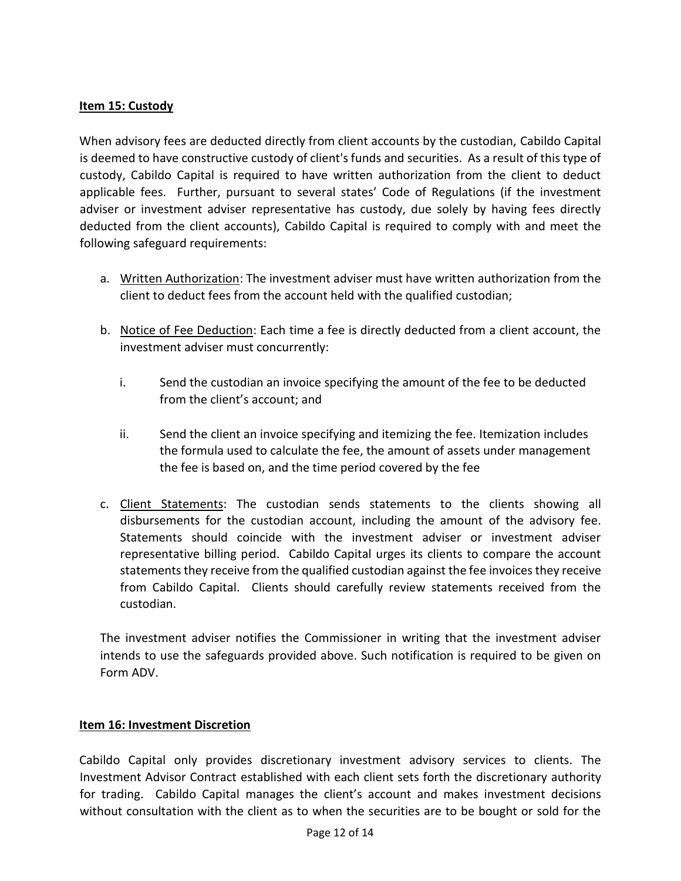**Item 15: Custody**

When advisory fees are deducted directly from client accounts by the custodian, Cabildo Capital is deemed to have constructive custody of client's funds and securities. As a result of this type of custody, Cabildo Capital is required to have written authorization from the client to deduct applicable fees. Further, pursuant to several states' Code of Regulations (if the investment adviser or investment adviser representative has custody, due solely by having fees directly deducted from the client accounts), Cabildo Capital is required to comply with and meet the following safeguard requirements:

a. Written Authorization: The investment adviser must have written authorization from the client to deduct fees from the account held with the qualified custodian;

b. Notice of Fee Deduction: Each time a fee is directly deducted from a client account, the investment adviser must concurrently:

   i. Send the custodian an invoice specifying the amount of the fee to be deducted from the client's account; and

   ii. Send the client an invoice specifying and itemizing the fee. Itemization includes the formula used to calculate the fee, the amount of assets under management the fee is based on, and the time period covered by the fee

c. Client Statements: The custodian sends statements to the clients showing all disbursements for the custodian account, including the amount of the advisory fee. Statements should coincide with the investment adviser or investment adviser representative billing period. Cabildo Capital urges its clients to compare the account statements they receive from the qualified custodian against the fee invoices they receive from Cabildo Capital. Clients should carefully review statements received from the custodian.

The investment adviser notifies the Commissioner in writing that the investment adviser intends to use the safeguards provided above. Such notification is required to be given on Form ADV.

**Item 16: Investment Discretion**

Cabildo Capital only provides discretionary investment advisory services to clients. The Investment Advisor Contract established with each client sets forth the discretionary authority for trading. Cabildo Capital manages the client's account and makes investment decisions without consultation with the client as to when the securities are to be bought or sold for the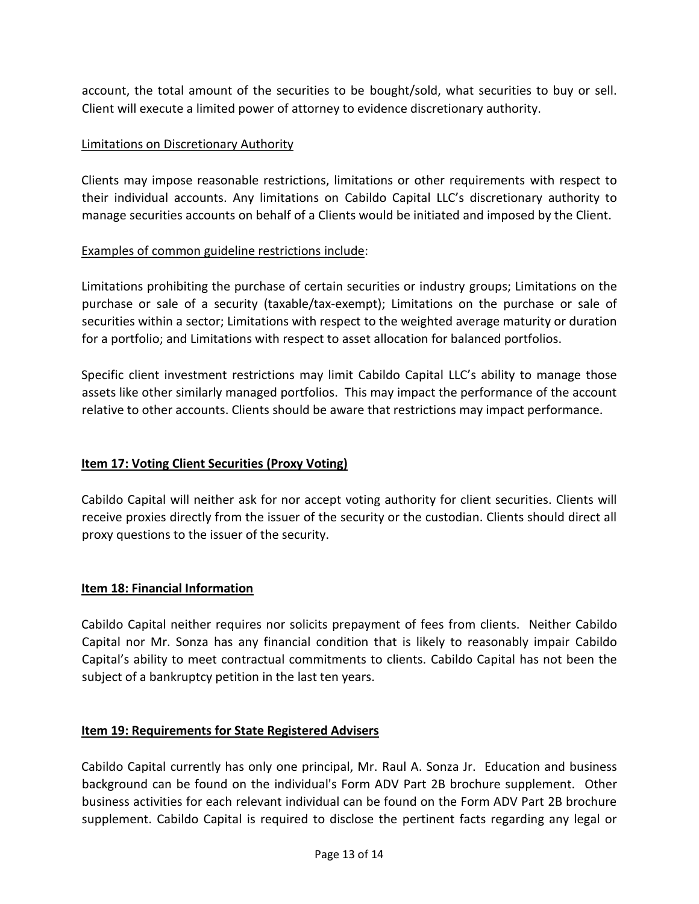account, the total amount of the securities to be bought/sold, what securities to buy or sell. Client will execute a limited power of attorney to evidence discretionary authority.

Limitations on Discretionary Authority

Clients may impose reasonable restrictions, limitations or other requirements with respect to their individual accounts. Any limitations on Cabildo Capital LLC's discretionary authority to manage securities accounts on behalf of a Clients would be initiated and imposed by the Client.

Examples of common guideline restrictions include:

Limitations prohibiting the purchase of certain securities or industry groups; Limitations on the purchase or sale of a security (taxable/tax-exempt); Limitations on the purchase or sale of securities within a sector; Limitations with respect to the weighted average maturity or duration for a portfolio; and Limitations with respect to asset allocation for balanced portfolios.

Specific client investment restrictions may limit Cabildo Capital LLC's ability to manage those assets like other similarly managed portfolios. This may impact the performance of the account relative to other accounts. Clients should be aware that restrictions may impact performance.

## Item 17: Voting Client Securities (Proxy Voting)

Cabildo Capital will neither ask for nor accept voting authority for client securities. Clients will receive proxies directly from the issuer of the security or the custodian. Clients should direct all proxy questions to the issuer of the security.

## Item 18: Financial Information

Cabildo Capital neither requires nor solicits prepayment of fees from clients. Neither Cabildo Capital nor Mr. Sonza has any financial condition that is likely to reasonably impair Cabildo Capital's ability to meet contractual commitments to clients. Cabildo Capital has not been the subject of a bankruptcy petition in the last ten years.

## Item 19: Requirements for State Registered Advisers

Cabildo Capital currently has only one principal, Mr. Raul A. Sonza Jr. Education and business background can be found on the individual's Form ADV Part 2B brochure supplement. Other business activities for each relevant individual can be found on the Form ADV Part 2B brochure supplement. Cabildo Capital is required to disclose the pertinent facts regarding any legal or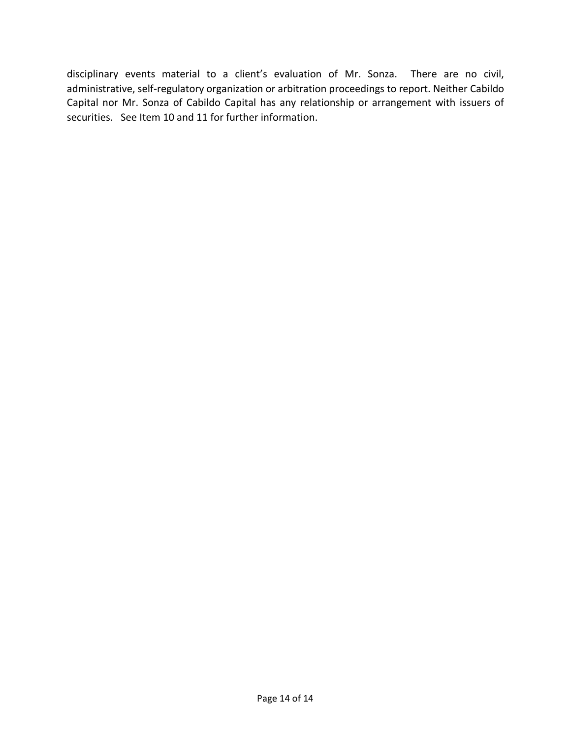disciplinary events material to a client's evaluation of Mr. Sonza. There are no civil, administrative, self-regulatory organization or arbitration proceedings to report. Neither Cabildo Capital nor Mr. Sonza of Cabildo Capital has any relationship or arrangement with issuers of securities. See Item 10 and 11 for further information.